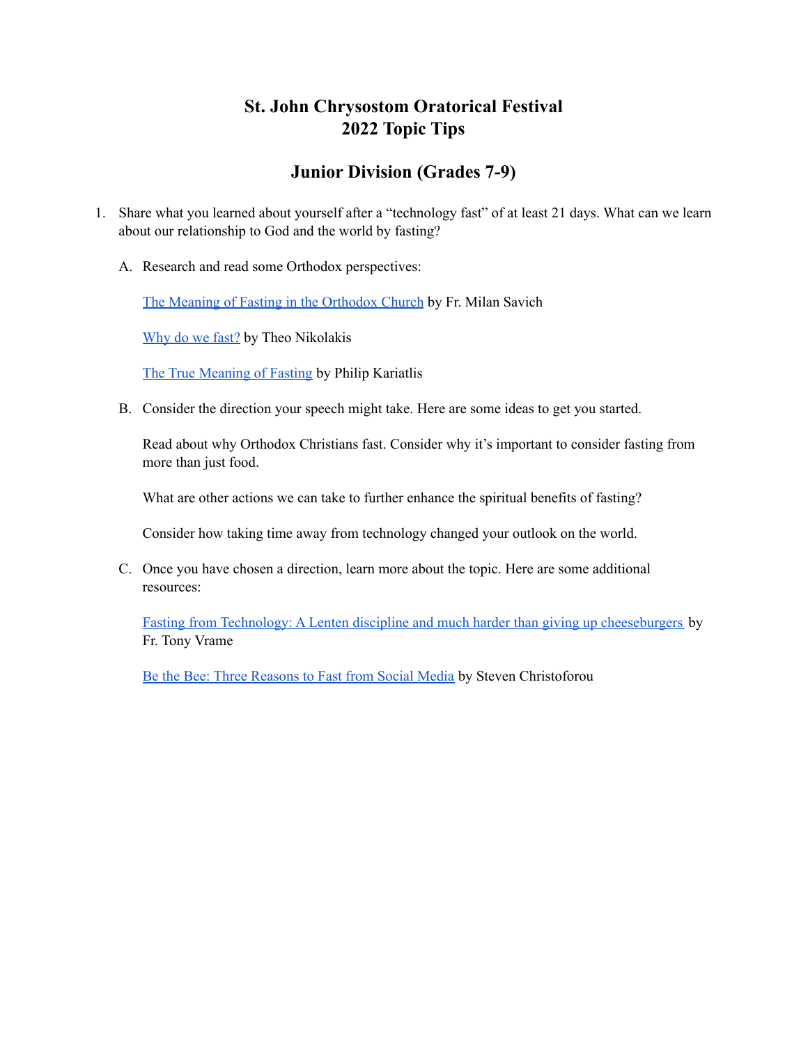# St. John Chrysostom Oratorical Festival
# 2022 Topic Tips

## Junior Division (Grades 7-9)

1. Share what you learned about yourself after a "technology fast" of at least 21 days. What can we learn about our relationship to God and the world by fasting?

   A. Research and read some Orthodox perspectives:

      The Meaning of Fasting in the Orthodox Church by Fr. Milan Savich

      Why do we fast? by Theo Nikolakis

      The True Meaning of Fasting by Philip Kariatlis

   B. Consider the direction your speech might take. Here are some ideas to get you started.

      Read about why Orthodox Christians fast. Consider why it's important to consider fasting from more than just food.

      What are other actions we can take to further enhance the spiritual benefits of fasting?

      Consider how taking time away from technology changed your outlook on the world.

   C. Once you have chosen a direction, learn more about the topic. Here are some additional resources:

      Fasting from Technology: A Lenten discipline and much harder than giving up cheeseburgers by Fr. Tony Vrame

      Be the Bee: Three Reasons to Fast from Social Media by Steven Christoforou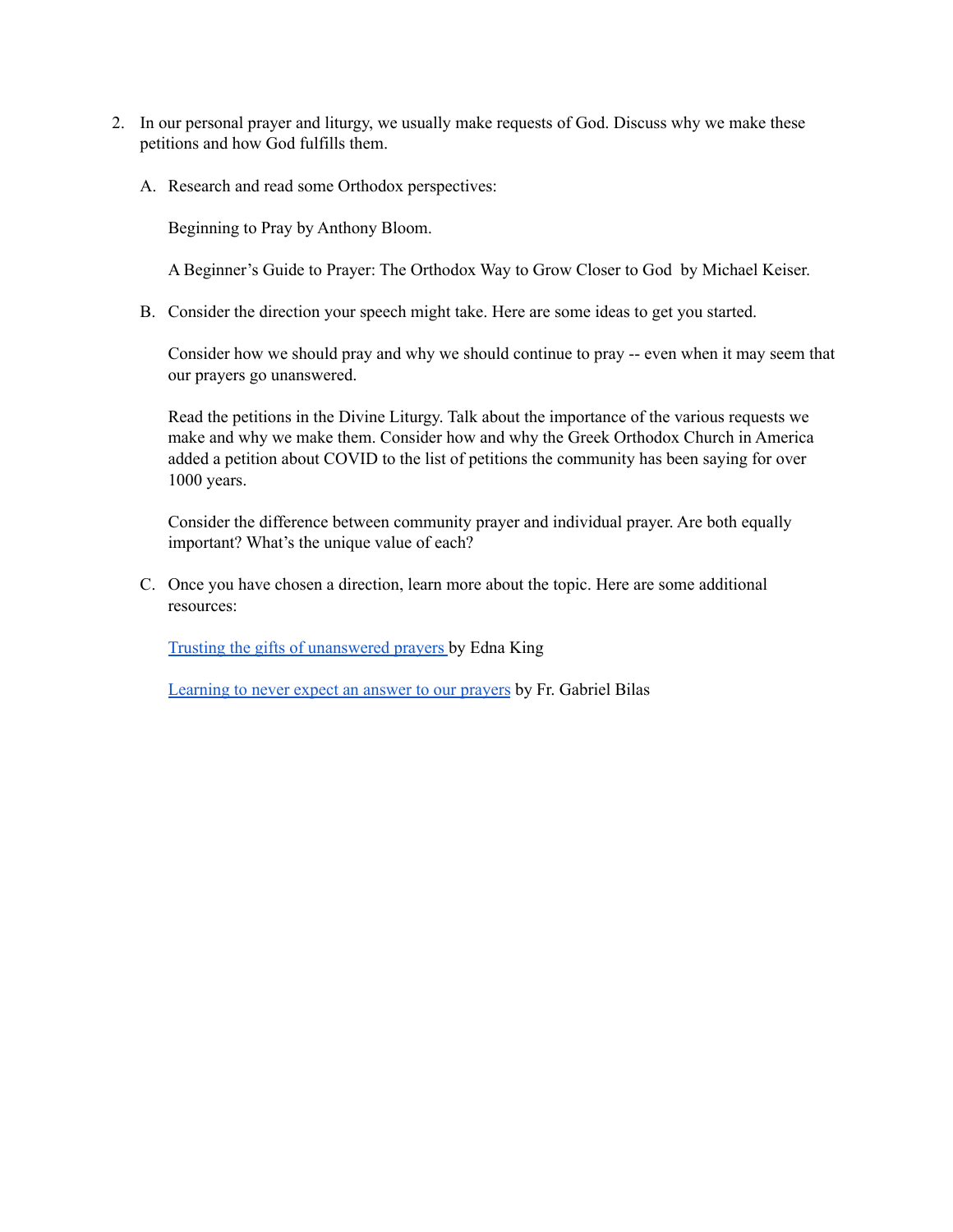2. In our personal prayer and liturgy, we usually make requests of God. Discuss why we make these petitions and how God fulfills them.

   A. Research and read some Orthodox perspectives:

      Beginning to Pray by Anthony Bloom.

      A Beginner's Guide to Prayer: The Orthodox Way to Grow Closer to God by Michael Keiser.

   B. Consider the direction your speech might take. Here are some ideas to get you started.

      Consider how we should pray and why we should continue to pray -- even when it may seem that our prayers go unanswered.

      Read the petitions in the Divine Liturgy. Talk about the importance of the various requests we make and why we make them. Consider how and why the Greek Orthodox Church in America added a petition about COVID to the list of petitions the community has been saying for over 1000 years.

      Consider the difference between community prayer and individual prayer. Are both equally important? What's the unique value of each?

   C. Once you have chosen a direction, learn more about the topic. Here are some additional resources:

      Trusting the gifts of unanswered prayers by Edna King

      Learning to never expect an answer to our prayers by Fr. Gabriel Bilas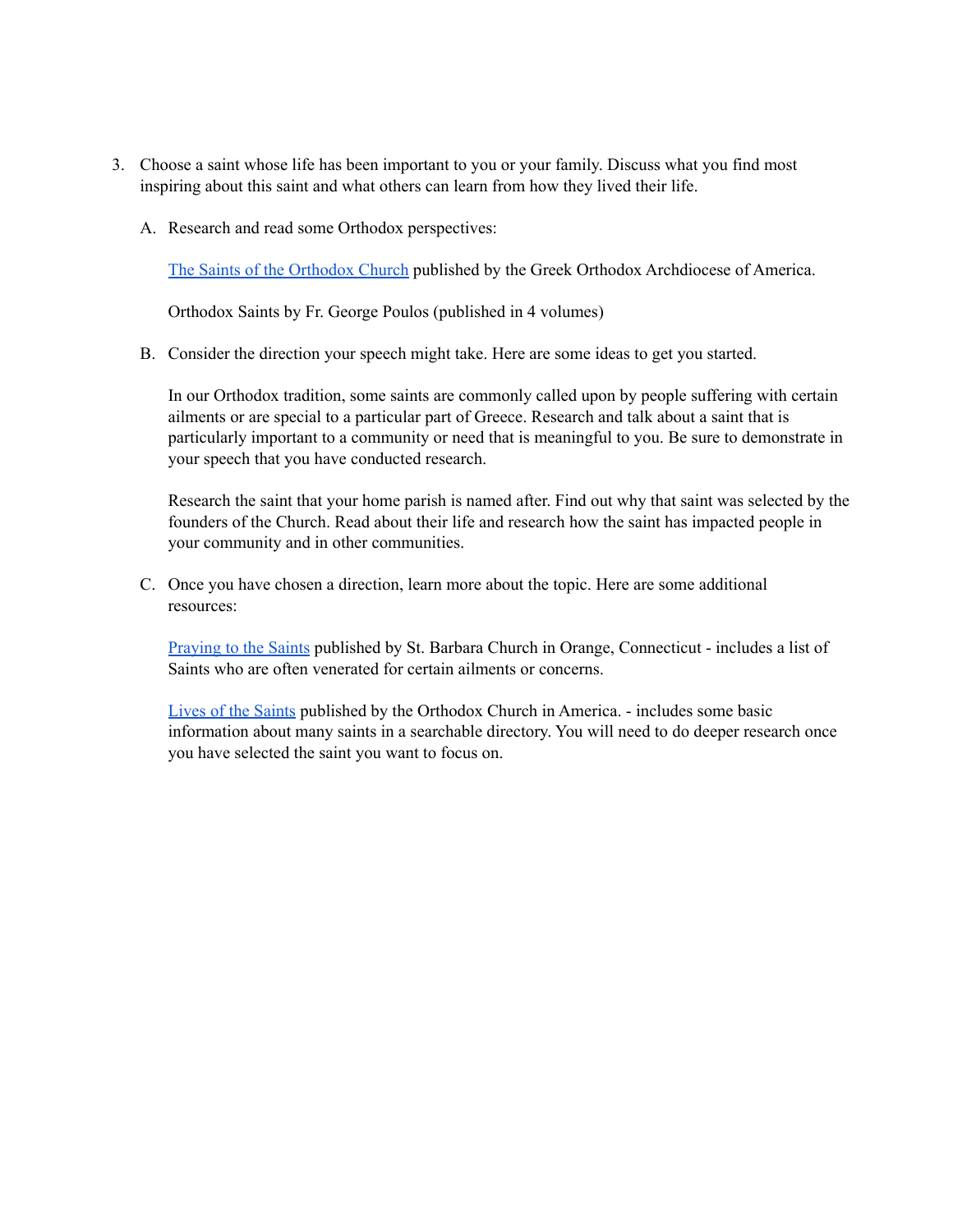3. Choose a saint whose life has been important to you or your family. Discuss what you find most inspiring about this saint and what others can learn from how they lived their life.

    A. Research and read some Orthodox perspectives:

        The Saints of the Orthodox Church published by the Greek Orthodox Archdiocese of America.

        Orthodox Saints by Fr. George Poulos (published in 4 volumes)

    B. Consider the direction your speech might take. Here are some ideas to get you started.

        In our Orthodox tradition, some saints are commonly called upon by people suffering with certain ailments or are special to a particular part of Greece. Research and talk about a saint that is particularly important to a community or need that is meaningful to you. Be sure to demonstrate in your speech that you have conducted research.

        Research the saint that your home parish is named after. Find out why that saint was selected by the founders of the Church. Read about their life and research how the saint has impacted people in your community and in other communities.

    C. Once you have chosen a direction, learn more about the topic. Here are some additional resources:

        Praying to the Saints published by St. Barbara Church in Orange, Connecticut - includes a list of Saints who are often venerated for certain ailments or concerns.

        Lives of the Saints published by the Orthodox Church in America. - includes some basic information about many saints in a searchable directory. You will need to do deeper research once you have selected the saint you want to focus on.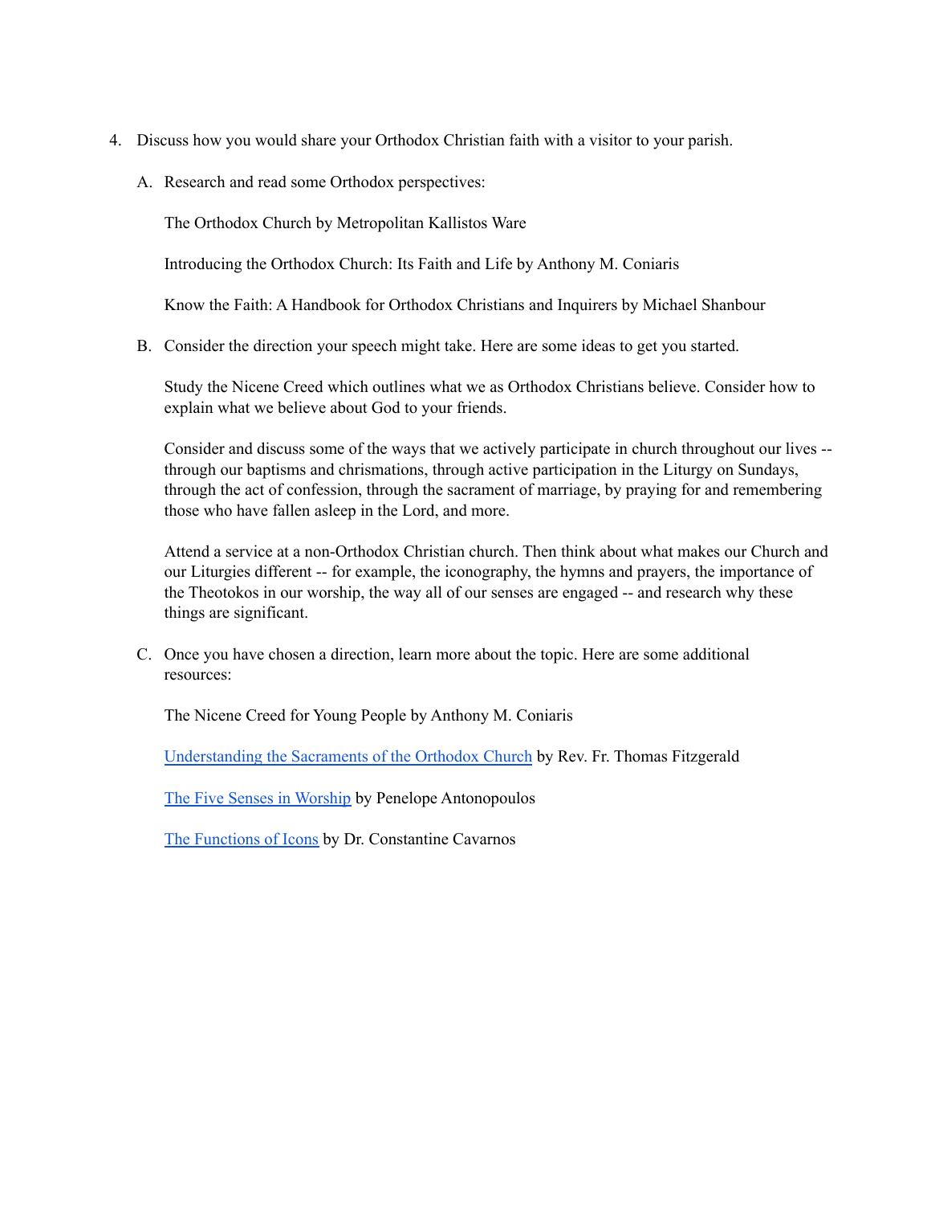4. Discuss how you would share your Orthodox Christian faith with a visitor to your parish.

    A. Research and read some Orthodox perspectives:

        The Orthodox Church by Metropolitan Kallistos Ware

        Introducing the Orthodox Church: Its Faith and Life by Anthony M. Coniaris

        Know the Faith: A Handbook for Orthodox Christians and Inquirers by Michael Shanbour

    B. Consider the direction your speech might take. Here are some ideas to get you started.

        Study the Nicene Creed which outlines what we as Orthodox Christians believe. Consider how to explain what we believe about God to your friends.

        Consider and discuss some of the ways that we actively participate in church throughout our lives -- through our baptisms and chrismations, through active participation in the Liturgy on Sundays, through the act of confession, through the sacrament of marriage, by praying for and remembering those who have fallen asleep in the Lord, and more.

        Attend a service at a non-Orthodox Christian church. Then think about what makes our Church and our Liturgies different -- for example, the iconography, the hymns and prayers, the importance of the Theotokos in our worship, the way all of our senses are engaged -- and research why these things are significant.

    C. Once you have chosen a direction, learn more about the topic. Here are some additional resources:

        The Nicene Creed for Young People by Anthony M. Coniaris

        Understanding the Sacraments of the Orthodox Church by Rev. Fr. Thomas Fitzgerald

        The Five Senses in Worship by Penelope Antonopoulos

        The Functions of Icons by Dr. Constantine Cavarnos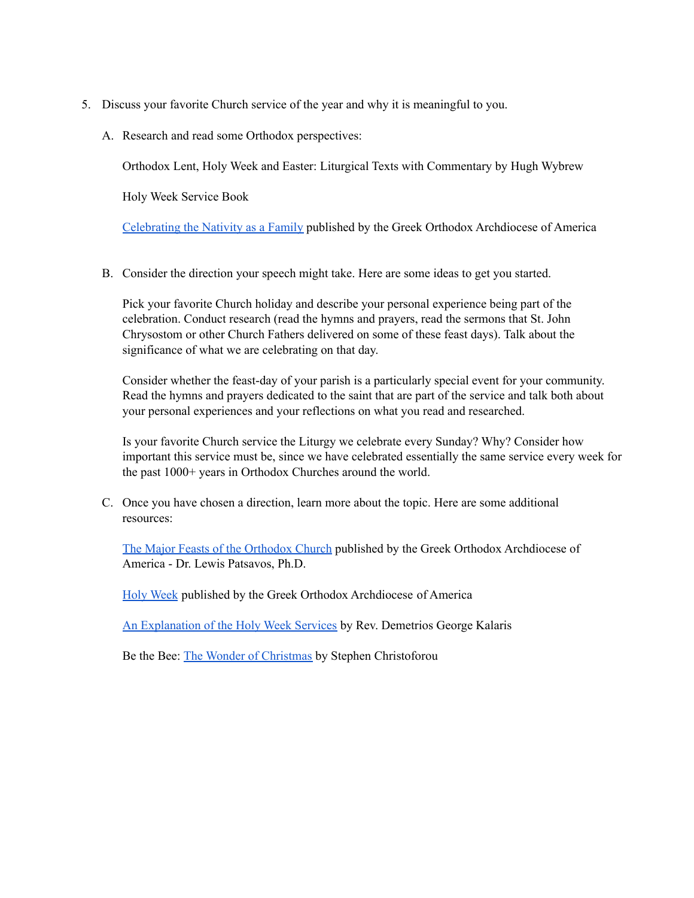5. Discuss your favorite Church service of the year and why it is meaningful to you.

   A. Research and read some Orthodox perspectives:

      Orthodox Lent, Holy Week and Easter: Liturgical Texts with Commentary by Hugh Wybrew

      Holy Week Service Book

      Celebrating the Nativity as a Family published by the Greek Orthodox Archdiocese of America

   B. Consider the direction your speech might take. Here are some ideas to get you started.

      Pick your favorite Church holiday and describe your personal experience being part of the celebration. Conduct research (read the hymns and prayers, read the sermons that St. John Chrysostom or other Church Fathers delivered on some of these feast days). Talk about the significance of what we are celebrating on that day.

      Consider whether the feast-day of your parish is a particularly special event for your community. Read the hymns and prayers dedicated to the saint that are part of the service and talk both about your personal experiences and your reflections on what you read and researched.

      Is your favorite Church service the Liturgy we celebrate every Sunday? Why? Consider how important this service must be, since we have celebrated essentially the same service every week for the past 1000+ years in Orthodox Churches around the world.

   C. Once you have chosen a direction, learn more about the topic. Here are some additional resources:

      The Major Feasts of the Orthodox Church published by the Greek Orthodox Archdiocese of America - Dr. Lewis Patsavos, Ph.D.

      Holy Week published by the Greek Orthodox Archdiocese of America

      An Explanation of the Holy Week Services by Rev. Demetrios George Kalaris

      Be the Bee: The Wonder of Christmas by Stephen Christoforou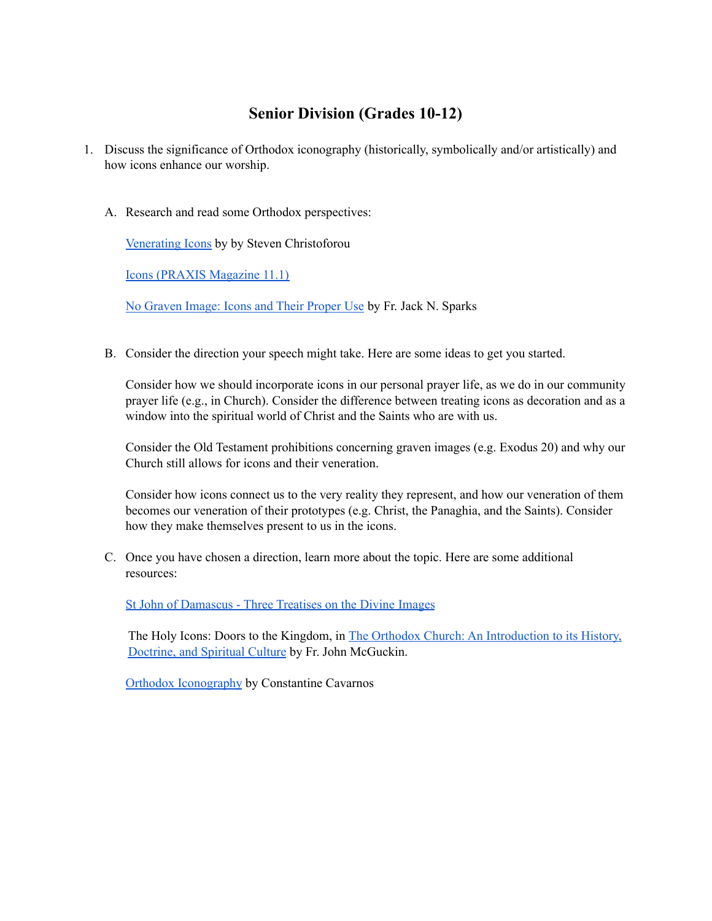## Senior Division (Grades 10-12)

1. Discuss the significance of Orthodox iconography (historically, symbolically and/or artistically) and how icons enhance our worship.

   A. Research and read some Orthodox perspectives:

      Venerating Icons by by Steven Christoforou

      Icons (PRAXIS Magazine 11.1)

      No Graven Image: Icons and Their Proper Use by Fr. Jack N. Sparks

   B. Consider the direction your speech might take. Here are some ideas to get you started.

      Consider how we should incorporate icons in our personal prayer life, as we do in our community prayer life (e.g., in Church). Consider the difference between treating icons as decoration and as a window into the spiritual world of Christ and the Saints who are with us.

      Consider the Old Testament prohibitions concerning graven images (e.g. Exodus 20) and why our Church still allows for icons and their veneration.

      Consider how icons connect us to the very reality they represent, and how our veneration of them becomes our veneration of their prototypes (e.g. Christ, the Panaghia, and the Saints). Consider how they make themselves present to us in the icons.

   C. Once you have chosen a direction, learn more about the topic. Here are some additional resources:

      St John of Damascus - Three Treatises on the Divine Images

      The Holy Icons: Doors to the Kingdom, in The Orthodox Church: An Introduction to its History, Doctrine, and Spiritual Culture by Fr. John McGuckin.

      Orthodox Iconography by Constantine Cavarnos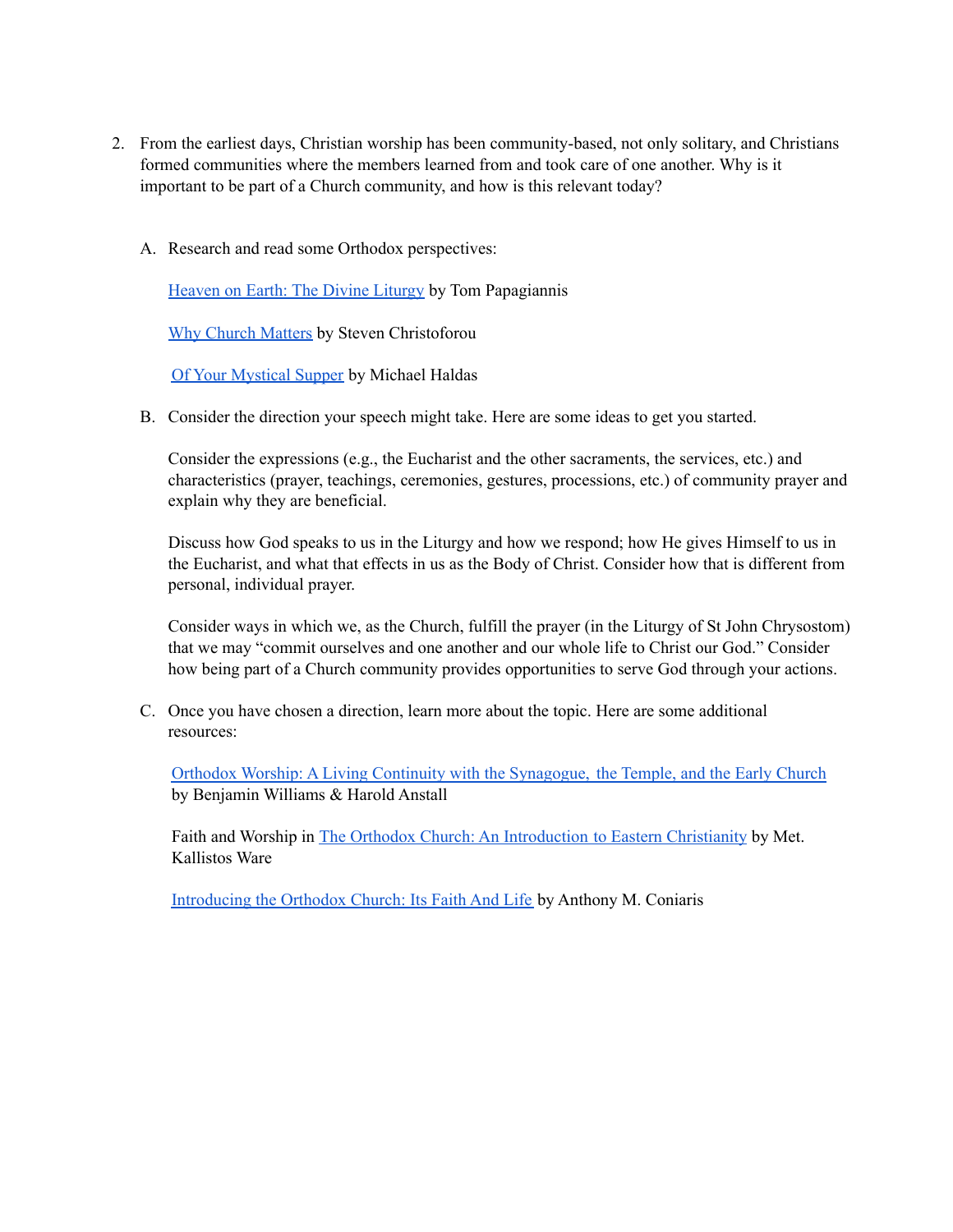2. From the earliest days, Christian worship has been community-based, not only solitary, and Christians formed communities where the members learned from and took care of one another. Why is it important to be part of a Church community, and how is this relevant today?

   A. Research and read some Orthodox perspectives:

      Heaven on Earth: The Divine Liturgy by Tom Papagiannis

      Why Church Matters by Steven Christoforou

      Of Your Mystical Supper by Michael Haldas

   B. Consider the direction your speech might take. Here are some ideas to get you started.

      Consider the expressions (e.g., the Eucharist and the other sacraments, the services, etc.) and characteristics (prayer, teachings, ceremonies, gestures, processions, etc.) of community prayer and explain why they are beneficial.

      Discuss how God speaks to us in the Liturgy and how we respond; how He gives Himself to us in the Eucharist, and what that effects in us as the Body of Christ. Consider how that is different from personal, individual prayer.

      Consider ways in which we, as the Church, fulfill the prayer (in the Liturgy of St John Chrysostom) that we may "commit ourselves and one another and our whole life to Christ our God." Consider how being part of a Church community provides opportunities to serve God through your actions.

   C. Once you have chosen a direction, learn more about the topic. Here are some additional resources:

      Orthodox Worship: A Living Continuity with the Synagogue, the Temple, and the Early Church by Benjamin Williams & Harold Anstall

      Faith and Worship in The Orthodox Church: An Introduction to Eastern Christianity by Met. Kallistos Ware

      Introducing the Orthodox Church: Its Faith And Life by Anthony M. Coniaris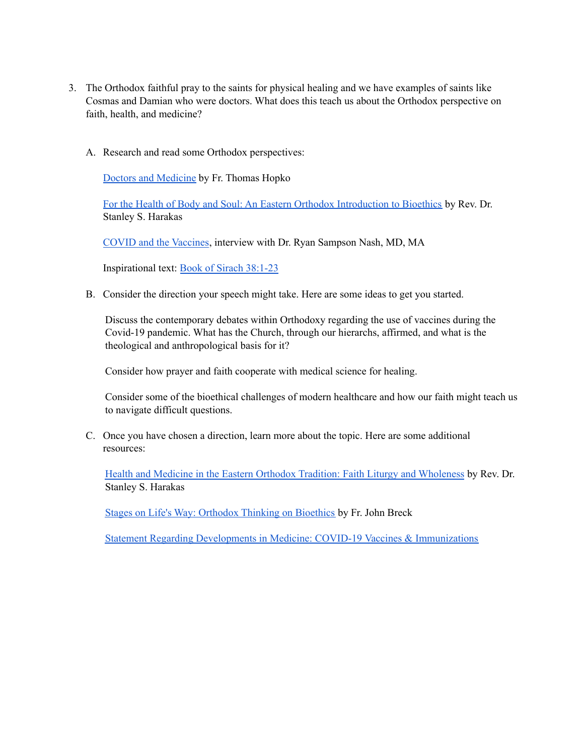3. The Orthodox faithful pray to the saints for physical healing and we have examples of saints like Cosmas and Damian who were doctors. What does this teach us about the Orthodox perspective on faith, health, and medicine?

   A. Research and read some Orthodox perspectives:

      Doctors and Medicine by Fr. Thomas Hopko

      For the Health of Body and Soul: An Eastern Orthodox Introduction to Bioethics by Rev. Dr. Stanley S. Harakas

      COVID and the Vaccines, interview with Dr. Ryan Sampson Nash, MD, MA

      Inspirational text: Book of Sirach 38:1-23

   B. Consider the direction your speech might take. Here are some ideas to get you started.

      Discuss the contemporary debates within Orthodoxy regarding the use of vaccines during the Covid-19 pandemic. What has the Church, through our hierarchs, affirmed, and what is the theological and anthropological basis for it?

      Consider how prayer and faith cooperate with medical science for healing.

      Consider some of the bioethical challenges of modern healthcare and how our faith might teach us to navigate difficult questions.

   C. Once you have chosen a direction, learn more about the topic. Here are some additional resources:

      Health and Medicine in the Eastern Orthodox Tradition: Faith Liturgy and Wholeness by Rev. Dr. Stanley S. Harakas

      Stages on Life's Way: Orthodox Thinking on Bioethics by Fr. John Breck

      Statement Regarding Developments in Medicine: COVID-19 Vaccines & Immunizations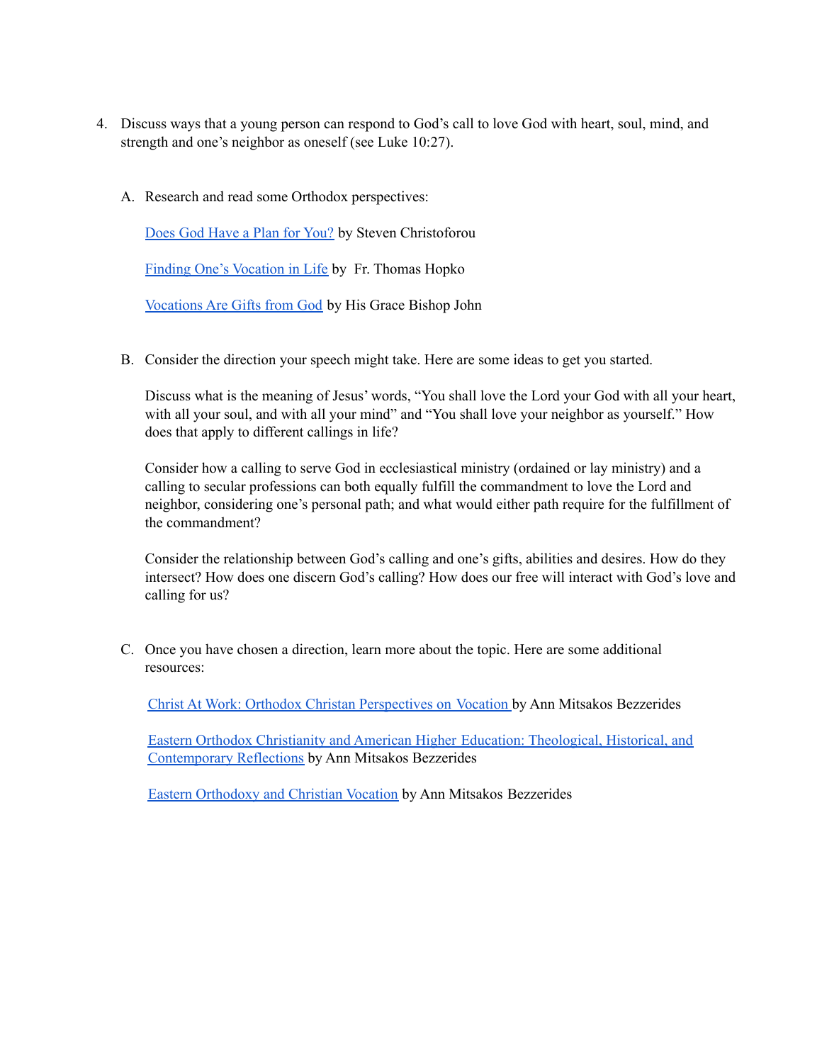4. Discuss ways that a young person can respond to God's call to love God with heart, soul, mind, and strength and one's neighbor as oneself (see Luke 10:27).

   A. Research and read some Orthodox perspectives:

      Does God Have a Plan for You? by Steven Christoforou

      Finding One's Vocation in Life by Fr. Thomas Hopko

      Vocations Are Gifts from God by His Grace Bishop John

   B. Consider the direction your speech might take. Here are some ideas to get you started.

      Discuss what is the meaning of Jesus' words, "You shall love the Lord your God with all your heart, with all your soul, and with all your mind" and "You shall love your neighbor as yourself." How does that apply to different callings in life?

      Consider how a calling to serve God in ecclesiastical ministry (ordained or lay ministry) and a calling to secular professions can both equally fulfill the commandment to love the Lord and neighbor, considering one's personal path; and what would either path require for the fulfillment of the commandment?

      Consider the relationship between God's calling and one's gifts, abilities and desires. How do they intersect? How does discern God's calling? How does our free will interact with God's love and calling for us?

   C. Once you have chosen a direction, learn more about the topic. Here are some additional resources:

      Christ At Work: Orthodox Christan Perspectives on Vocation by Ann Mitsakos Bezzerides

      Eastern Orthodox Christianity and American Higher Education: Theological, Historical, and Contemporary Reflections by Ann Mitsakos Bezzerides

      Eastern Orthodoxy and Christian Vocation by Ann Mitsakos Bezzerides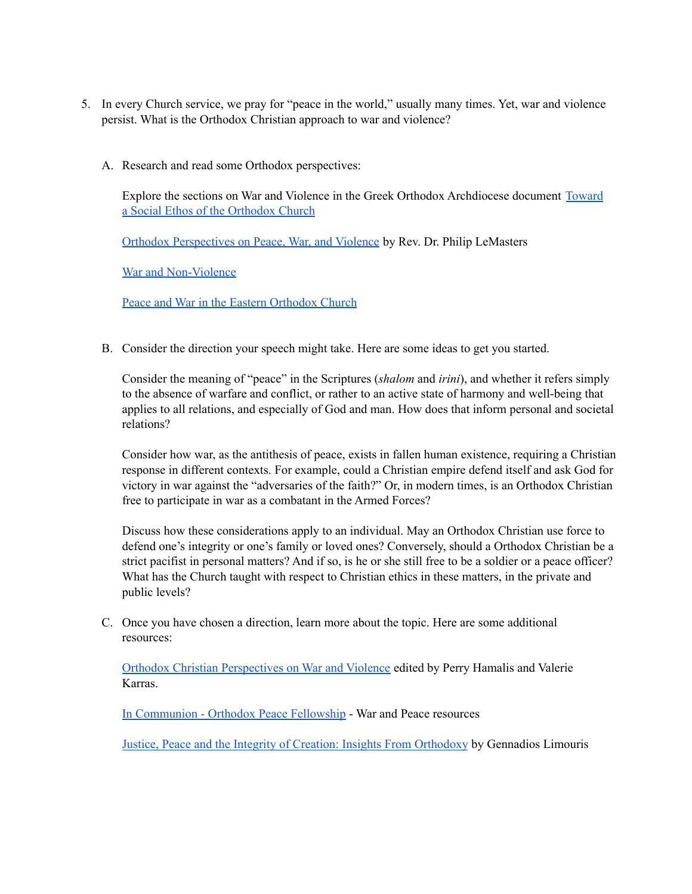5. In every Church service, we pray for "peace in the world," usually many times. Yet, war and violence persist. What is the Orthodox Christian approach to war and violence?

   A. Research and read some Orthodox perspectives:

      Explore the sections on War and Violence in the Greek Orthodox Archdiocese document Toward a Social Ethos of the Orthodox Church

      Orthodox Perspectives on Peace, War, and Violence by Rev. Dr. Philip LeMasters

      War and Non-Violence

      Peace and War in the Eastern Orthodox Church

   B. Consider the direction your speech might take. Here are some ideas to get you started.

      Consider the meaning of "peace" in the Scriptures (*shalom* and *irini*), and whether it refers simply to the absence of warfare and conflict, or rather to an active state of harmony and well-being that applies to all relations, and especially of God and man. How does that inform personal and societal relations?

      Consider how war, as the antithesis of peace, exists in fallen human existence, requiring a Christian response in different contexts. For exameple, could a Christian empire defend itself and ask God for victory in war against the "adversaries of the faith?" Or, in modern times, is an Orthodox Christian free to participate in war as a combatant in the Armed Forces?

      Discuss how these considerations apply to an individual. May an Orthodox Christian use force to defend one's integrity or one's family or loved ones? Conversely, should a Orthodox Christian be a strict pacifist in personal matters? And if so, is he or she still free to be a soldier or a peace officer? What has the Church taught with respect to Christian ethics in these matters, in the private and public levels?

   C. Once you have chosen a direction, learn more about the topic. Here are some additional resources:

      Orthodox Christian Perspectives on War and Violence edited by Perry Hamalis and Valerie Karras.

      In Communion - Orthodox Peace Fellowship - War and Peace resources

      Justice, Peace and the Integrity of Creation: Insights From Orthodoxy by Gennadios Limouris